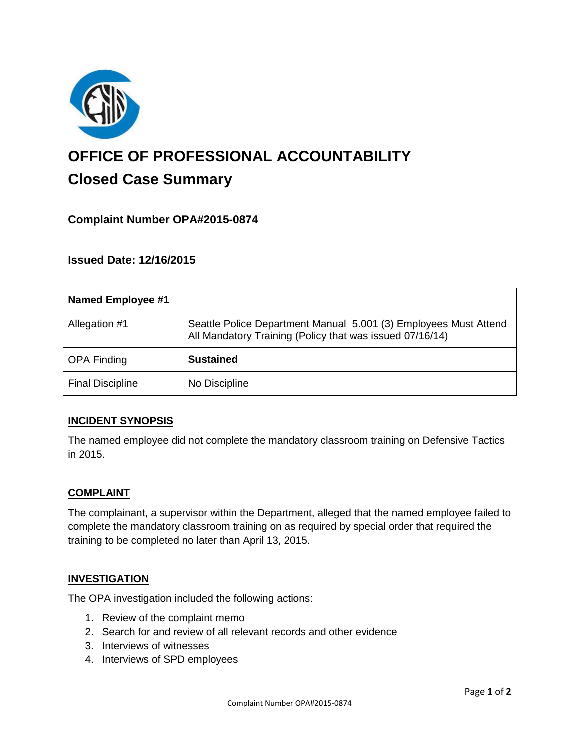# OFFICE OF PROFESSIONAL ACCOUNTABILITY

## Closed Case Summary

### Complaint Number OPA#2015-0874

### Issued Date: 12/16/2015

| Named Employee #1 | |
| --- | --- |
| Allegation #1 | Seattle Police Department Manual 5.001 (3) Employees Must Attend All Mandatory Training (Policy that was issued 07/16/14) |
| OPA Finding | **Sustained** |
| Final Discipline | No Discipline |

**INCIDENT SYNOPSIS**

The named employee did not complete the mandatory classroom training on Defensive Tactics in 2015.

**COMPLAINT**

The complainant, a supervisor within the Department, alleged that the named employee failed to complete the mandatory classroom training on as required by special order that required the training to be completed no later than April 13, 2015.

**INVESTIGATION**

The OPA investigation included the following actions:

1. Review of the complaint memo
2. Search for and review of all relevant records and other evidence
3. Interviews of witnesses
4. Interviews of SPD employees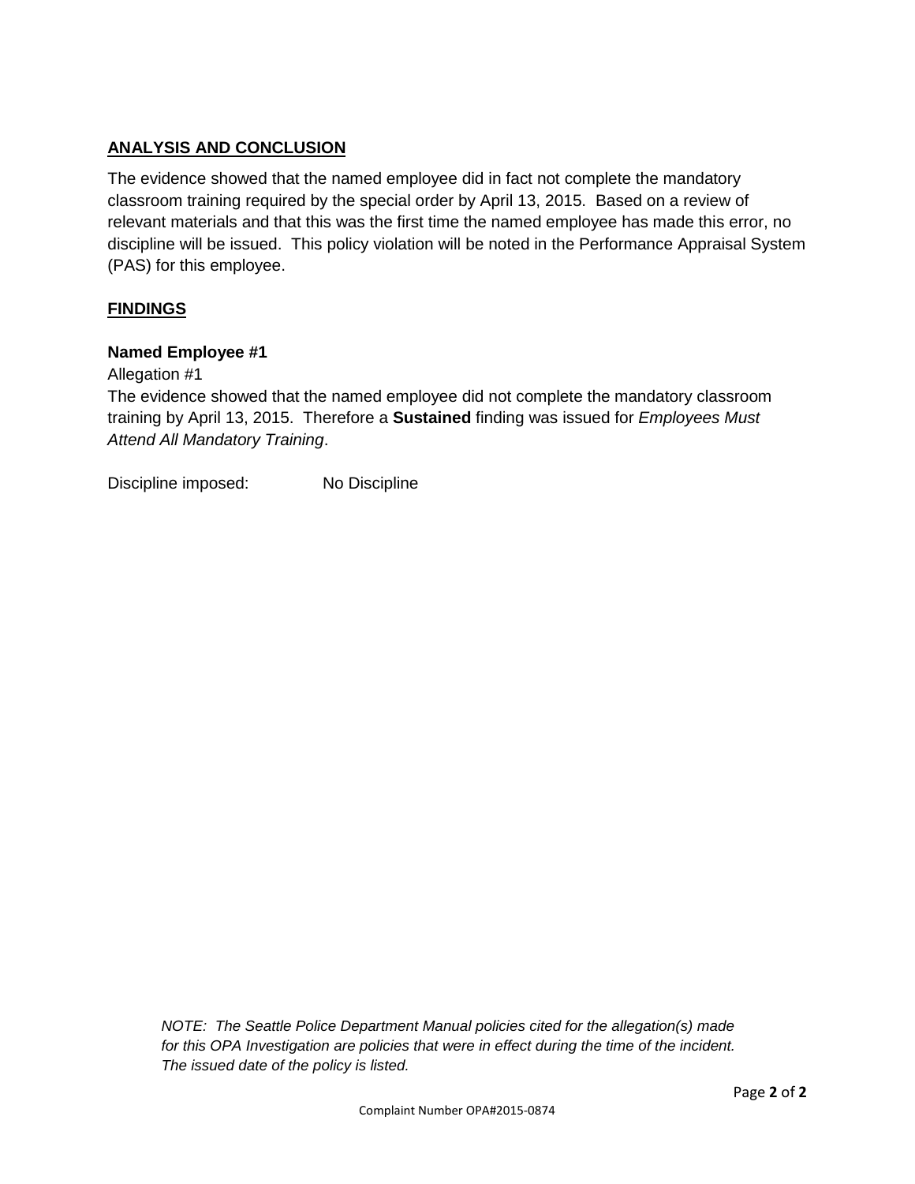## ANALYSIS AND CONCLUSION

The evidence showed that the named employee did in fact not complete the mandatory classroom training required by the special order by April 13, 2015. Based on a review of relevant materials and that this was the first time the named employee has made this error, no discipline will be issued. This policy violation will be noted in the Performance Appraisal System (PAS) for this employee.

## FINDINGS

**Named Employee #1**

Allegation #1

The evidence showed that the named employee did not complete the mandatory classroom training by April 13, 2015. Therefore a **Sustained** finding was issued for *Employees Must Attend All Mandatory Training*.

Discipline imposed: No Discipline

*NOTE: The Seattle Police Department Manual policies cited for the allegation(s) made for this OPA Investigation are policies that were in effect during the time of the incident. The issued date of the policy is listed.*

Complaint Number OPA#2015-0874